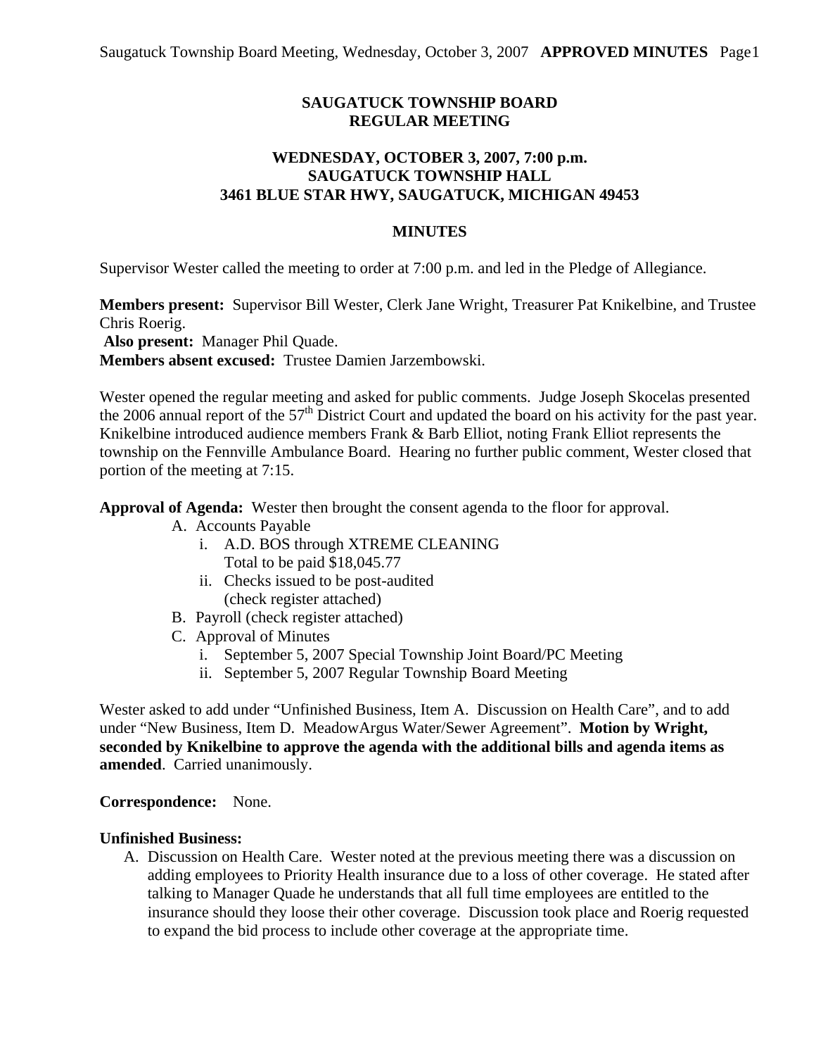# SAUGATUCK TOWNSHIP BOARD
## REGULAR MEETING

### WEDNESDAY, OCTOBER 3, 2007, 7:00 p.m.
### SAUGATUCK TOWNSHIP HALL
### 3461 BLUE STAR HWY, SAUGATUCK, MICHIGAN 49453

## MINUTES

Supervisor Wester called the meeting to order at 7:00 p.m. and led in the Pledge of Allegiance.

**Members present:** Supervisor Bill Wester, Clerk Jane Wright, Treasurer Pat Knikelbine, and Trustee Chris Roerig.
**Also present:** Manager Phil Quade.
**Members absent excused:** Trustee Damien Jarzembowski.

Wester opened the regular meeting and asked for public comments. Judge Joseph Skocelas presented the 2006 annual report of the 57th District Court and updated the board on his activity for the past year. Knikelbine introduced audience members Frank & Barb Elliot, noting Frank Elliot represents the township on the Fennville Ambulance Board. Hearing no further public comment, Wester closed that portion of the meeting at 7:15.

**Approval of Agenda:** Wester then brought the consent agenda to the floor for approval.

- A. Accounts Payable
  - i. A.D. BOS through XTREME CLEANING
    Total to be paid $18,045.77
  - ii. Checks issued to be post-audited
    (check register attached)
- B. Payroll (check register attached)
- C. Approval of Minutes
  - i. September 5, 2007 Special Township Joint Board/PC Meeting
  - ii. September 5, 2007 Regular Township Board Meeting

Wester asked to add under "Unfinished Business, Item A. Discussion on Health Care", and to add under "New Business, Item D. MeadowArgus Water/Sewer Agreement". **Motion by Wright, seconded by Knikelbine to approve the agenda with the additional bills and agenda items as amended**. Carried unanimously.

**Correspondence:** None.

**Unfinished Business:**

A. Discussion on Health Care. Wester noted at the previous meeting there was a discussion on adding employees to Priority Health insurance due to a loss of other coverage. He stated after talking to Manager Quade he understands that all full time employees are entitled to the insurance should they loose their other coverage. Discussion took place and Roerig requested to expand the bid process to include other coverage at the appropriate time.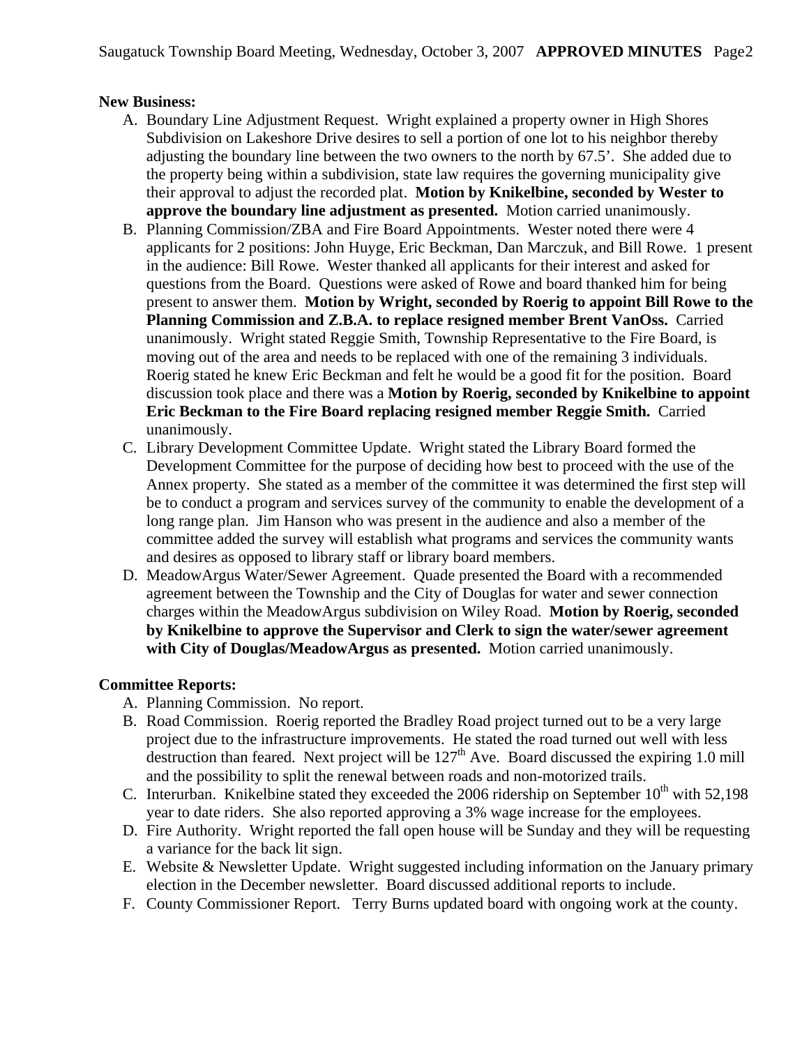**New Business:**

A. Boundary Line Adjustment Request. Wright explained a property owner in High Shores Subdivision on Lakeshore Drive desires to sell a portion of one lot to his neighbor thereby adjusting the boundary line between the two owners to the north by 67.5'. She added due to the property being within a subdivision, state law requires the governing municipality give their approval to adjust the recorded plat. **Motion by Knikelbine, seconded by Wester to approve the boundary line adjustment as presented.** Motion carried unanimously.
B. Planning Commission/ZBA and Fire Board Appointments. Wester noted there were 4 applicants for 2 positions: John Huyge, Eric Beckman, Dan Marczuk, and Bill Rowe. 1 present in the audience: Bill Rowe. Wester thanked all applicants for their interest and asked for questions from the Board. Questions were asked of Rowe and board thanked him for being present to answer them. **Motion by Wright, seconded by Roerig to appoint Bill Rowe to the Planning Commission and Z.B.A. to replace resigned member Brent VanOss.** Carried unanimously. Wright stated Reggie Smith, Township Representative to the Fire Board, is moving out of the area and needs to be replaced with one of the remaining 3 individuals. Roerig stated he knew Eric Beckman and felt he would be a good fit for the position. Board discussion took place and there was a **Motion by Roerig, seconded by Knikelbine to appoint Eric Beckman to the Fire Board replacing resigned member Reggie Smith.** Carried unanimously.
C. Library Development Committee Update. Wright stated the Library Board formed the Development Committee for the purpose of deciding how best to proceed with the use of the Annex property. She stated as a member of the committee it was determined the first step will be to conduct a program and services survey of the community to enable the development of a long range plan. Jim Hanson who was present in the audience and also a member of the committee added the survey will establish what programs and services the community wants and desires as opposed to library staff or library board members.
D. MeadowArgus Water/Sewer Agreement. Quade presented the Board with a recommended agreement between the Township and the City of Douglas for water and sewer connection charges within the MeadowArgus subdivision on Wiley Road. **Motion by Roerig, seconded by Knikelbine to approve the Supervisor and Clerk to sign the water/sewer agreement with City of Douglas/MeadowArgus as presented.** Motion carried unanimously.

**Committee Reports:**

A. Planning Commission. No report.
B. Road Commission. Roerig reported the Bradley Road project turned out to be a very large project due to the infrastructure improvements. He stated the road turned out well with less destruction than feared. Next project will be 127th Ave. Board discussed the expiring 1.0 mill and the possibility to split the renewal between roads and non-motorized trails.
C. Interurban. Knikelbine stated they exceeded the 2006 ridership on September 10th with 52,198 year to date riders. She also reported approving a 3% wage increase for the employees.
D. Fire Authority. Wright reported the fall open house will be Sunday and they will be requesting a variance for the back lit sign.
E. Website & Newsletter Update. Wright suggested including information on the January primary election in the December newsletter. Board discussed additional reports to include.
F. County Commissioner Report. Terry Burns updated board with ongoing work at the county.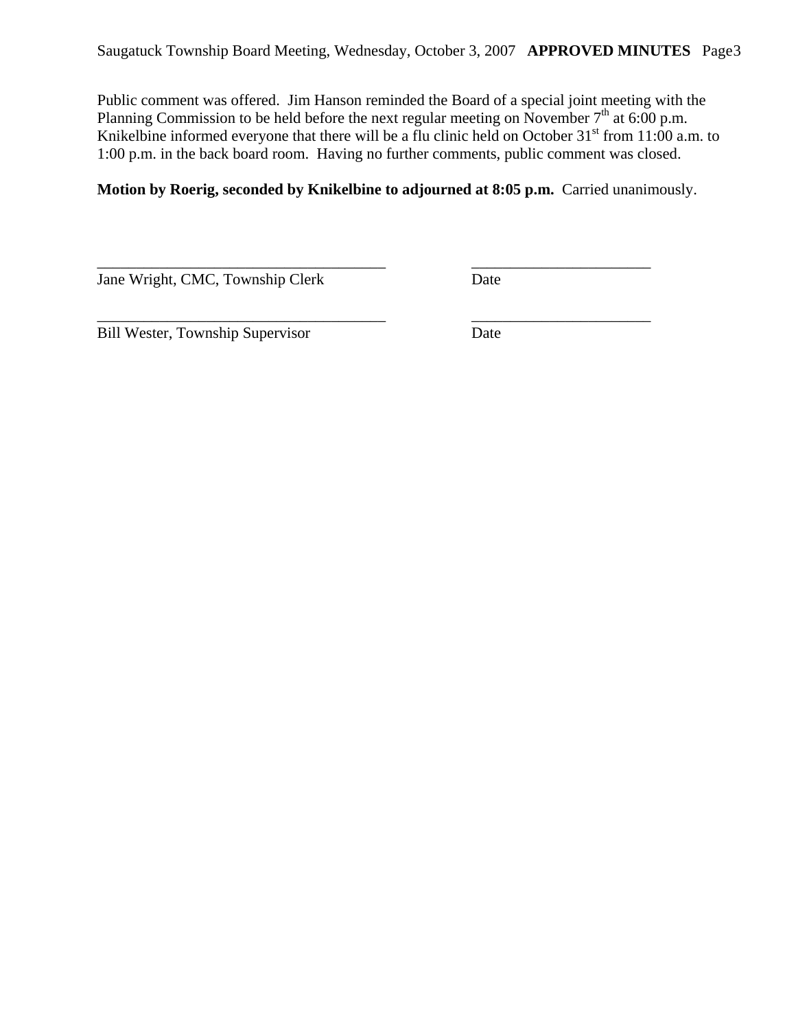Public comment was offered. Jim Hanson reminded the Board of a special joint meeting with the Planning Commission to be held before the next regular meeting on November 7th at 6:00 p.m. Knikelbine informed everyone that there will be a flu clinic held on October 31st from 11:00 a.m. to 1:00 p.m. in the back board room. Having no further comments, public comment was closed.

**Motion by Roerig, seconded by Knikelbine to adjourned at 8:05 p.m.** Carried unanimously.

_____________________________________ _______________________

Jane Wright, CMC, Township Clerk Date

_____________________________________ _______________________

Bill Wester, Township Supervisor Date